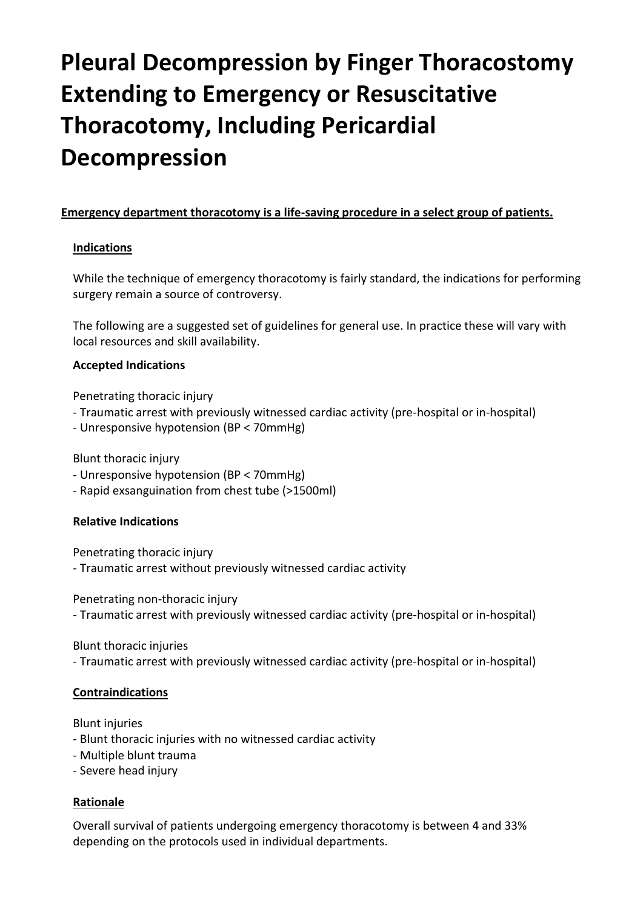# Pleural Decompression by Finger Thoracostomy Extending to Emergency or Resuscitative Thoracotomy, Including Pericardial Decompression

**Emergency department thoracotomy is a life-saving procedure in a select group of patients.**

## Indications

While the technique of emergency thoracotomy is fairly standard, the indications for performing surgery remain a source of controversy.

The following are a suggested set of guidelines for general use. In practice these will vary with local resources and skill availability.

### Accepted Indications

Penetrating thoracic injury
- Traumatic arrest with previously witnessed cardiac activity (pre-hospital or in-hospital)
- Unresponsive hypotension (BP < 70mmHg)

Blunt thoracic injury
- Unresponsive hypotension (BP < 70mmHg)
- Rapid exsanguination from chest tube (>1500ml)

### Relative Indications

Penetrating thoracic injury
- Traumatic arrest without previously witnessed cardiac activity

Penetrating non-thoracic injury
- Traumatic arrest with previously witnessed cardiac activity (pre-hospital or in-hospital)

Blunt thoracic injuries
- Traumatic arrest with previously witnessed cardiac activity (pre-hospital or in-hospital)

## Contraindications

Blunt injuries
- Blunt thoracic injuries with no witnessed cardiac activity
- Multiple blunt trauma
- Severe head injury

## Rationale

Overall survival of patients undergoing emergency thoracotomy is between 4 and 33% depending on the protocols used in individual departments.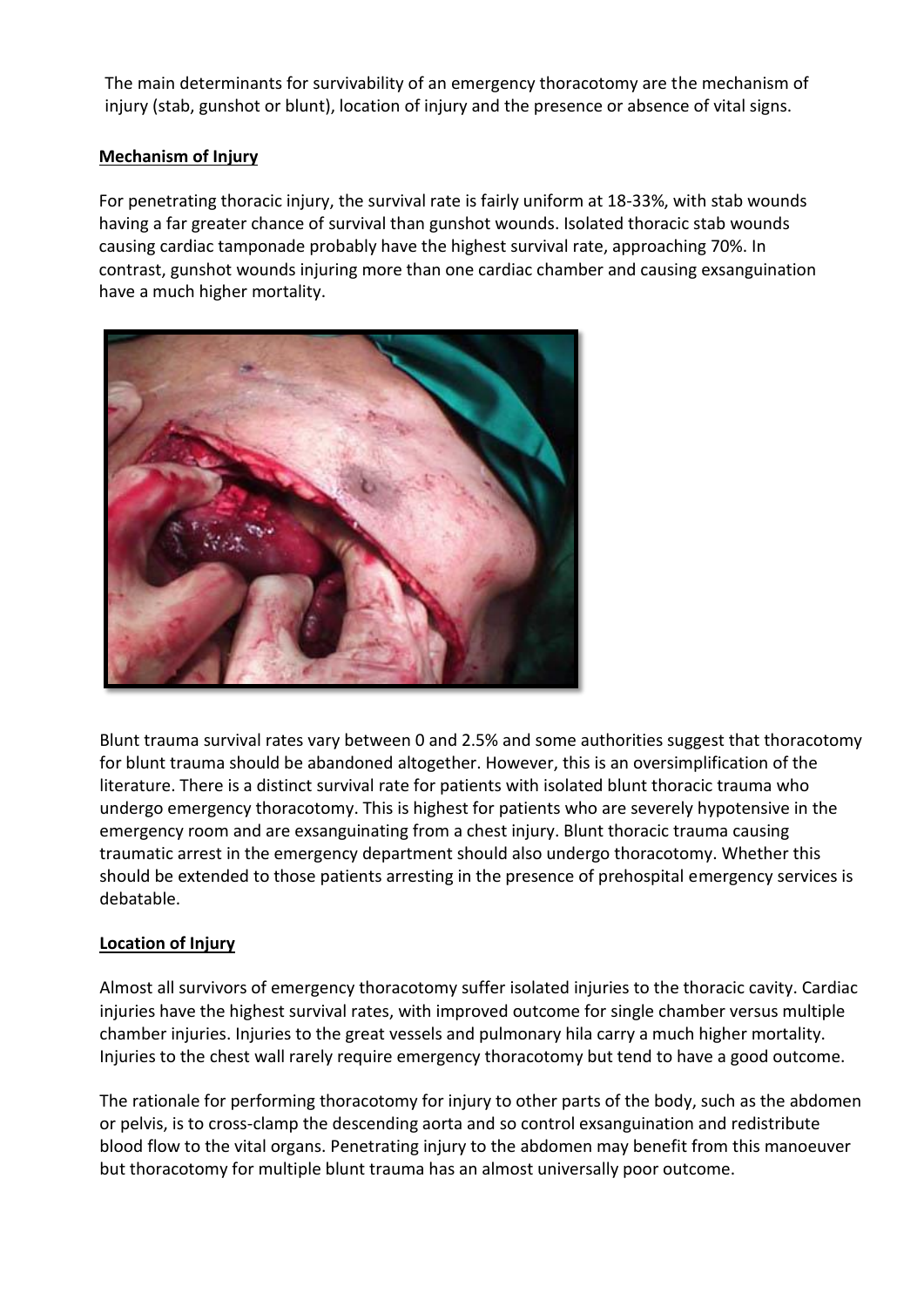The main determinants for survivability of an emergency thoracotomy are the mechanism of injury (stab, gunshot or blunt), location of injury and the presence or absence of vital signs.

**Mechanism of Injury**

For penetrating thoracic injury, the survival rate is fairly uniform at 18-33%, with stab wounds having a far greater chance of survival than gunshot wounds. Isolated thoracic stab wounds causing cardiac tamponade probably have the highest survival rate, approaching 70%. In contrast, gunshot wounds injuring more than one cardiac chamber and causing exsanguination have a much higher mortality.

Blunt trauma survival rates vary between 0 and 2.5% and some authorities suggest that thoracotomy for blunt trauma should be abandoned altogether. However, this is an oversimplification of the literature. There is a distinct survival rate for patients with isolated blunt thoracic trauma who undergo emergency thoracotomy. This is highest for patients who are severely hypotensive in the emergency room and are exsanguinating from a chest injury. Blunt thoracic trauma causing traumatic arrest in the emergency department should also undergo thoracotomy. Whether this should be extended to those patients arresting in the presence of prehospital emergency services is debatable.

**Location of Injury**

Almost all survivors of emergency thoracotomy suffer isolated injuries to the thoracic cavity. Cardiac injuries have the highest survival rates, with improved outcome for single chamber versus multiple chamber injuries. Injuries to the great vessels and pulmonary hila carry a much higher mortality. Injuries to the chest wall rarely require emergency thoracotomy but tend to have a good outcome.

The rationale for performing thoracotomy for injury to other parts of the body, such as the abdomen or pelvis, is to cross-clamp the descending aorta and so control exsanguination and redistribute blood flow to the vital organs. Penetrating injury to the abdomen may benefit from this manoeuver but thoracotomy for multiple blunt trauma has an almost universally poor outcome.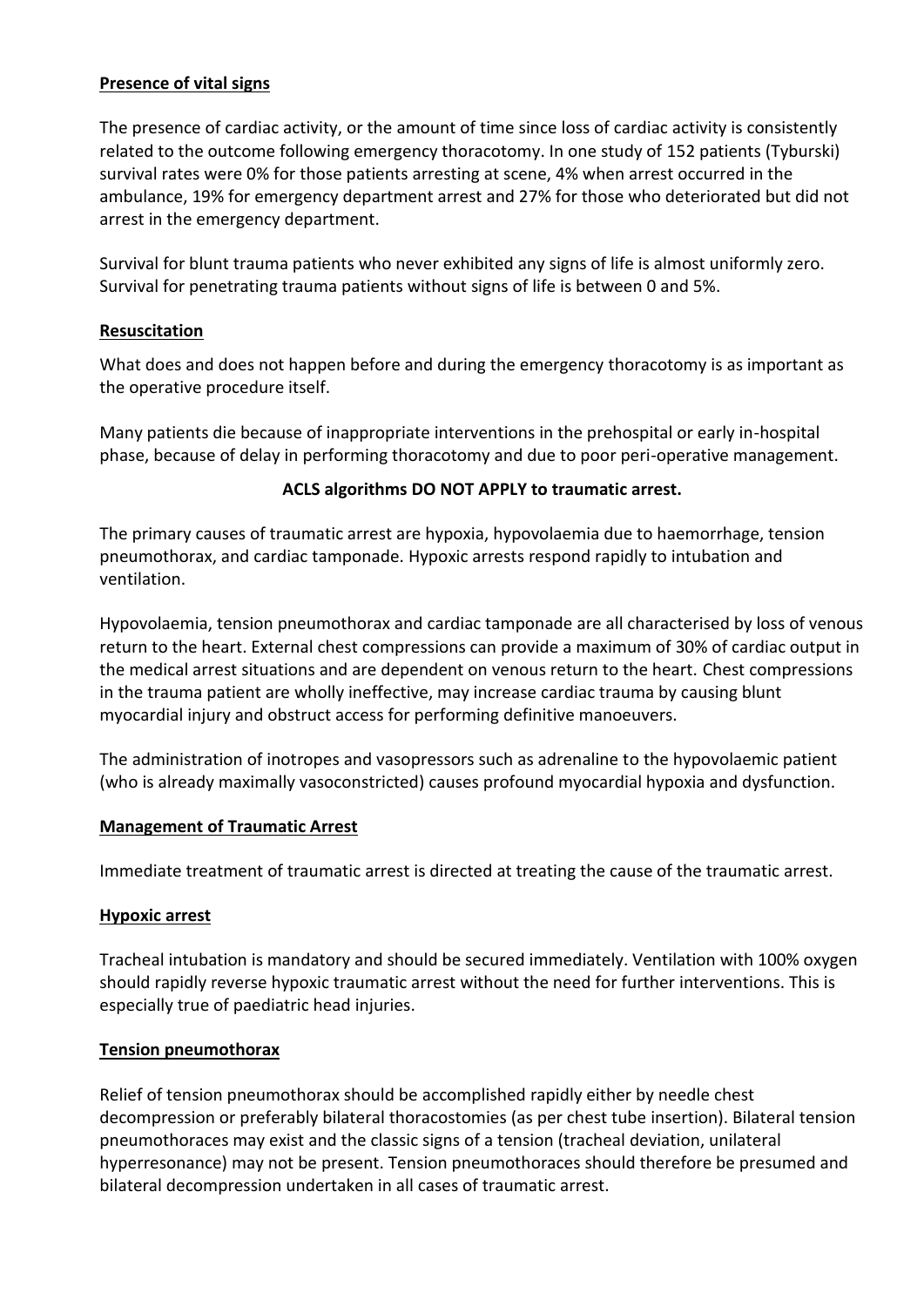**Presence of vital signs**

The presence of cardiac activity, or the amount of time since loss of cardiac activity is consistently related to the outcome following emergency thoracotomy. In one study of 152 patients (Tyburski) survival rates were 0% for those patients arresting at scene, 4% when arrest occurred in the ambulance, 19% for emergency department arrest and 27% for those who deteriorated but did not arrest in the emergency department.

Survival for blunt trauma patients who never exhibited any signs of life is almost uniformly zero. Survival for penetrating trauma patients without signs of life is between 0 and 5%.

**Resuscitation**

What does and does not happen before and during the emergency thoracotomy is as important as the operative procedure itself.

Many patients die because of inappropriate interventions in the prehospital or early in-hospital phase, because of delay in performing thoracotomy and due to poor peri-operative management.

**ACLS algorithms DO NOT APPLY to traumatic arrest.**

The primary causes of traumatic arrest are hypoxia, hypovolaemia due to haemorrhage, tension pneumothorax, and cardiac tamponade. Hypoxic arrests respond rapidly to intubation and ventilation.

Hypovolaemia, tension pneumothorax and cardiac tamponade are all characterised by loss of venous return to the heart. External chest compressions can provide a maximum of 30% of cardiac output in the medical arrest situations and are dependent on venous return to the heart. Chest compressions in the trauma patient are wholly ineffective, may increase cardiac trauma by causing blunt myocardial injury and obstruct access for performing definitive manoeuvers.

The administration of inotropes and vasopressors such as adrenaline to the hypovolaemic patient (who is already maximally vasoconstricted) causes profound myocardial hypoxia and dysfunction.

**Management of Traumatic Arrest**

Immediate treatment of traumatic arrest is directed at treating the cause of the traumatic arrest.

**Hypoxic arrest**

Tracheal intubation is mandatory and should be secured immediately. Ventilation with 100% oxygen should rapidly reverse hypoxic traumatic arrest without the need for further interventions. This is especially true of paediatric head injuries.

**Tension pneumothorax**

Relief of tension pneumothorax should be accomplished rapidly either by needle chest decompression or preferably bilateral thoracostomies (as per chest tube insertion). Bilateral tension pneumothoraces may exist and the classic signs of a tension (tracheal deviation, unilateral hyperresonance) may not be present. Tension pneumothoraces should therefore be presumed and bilateral decompression undertaken in all cases of traumatic arrest.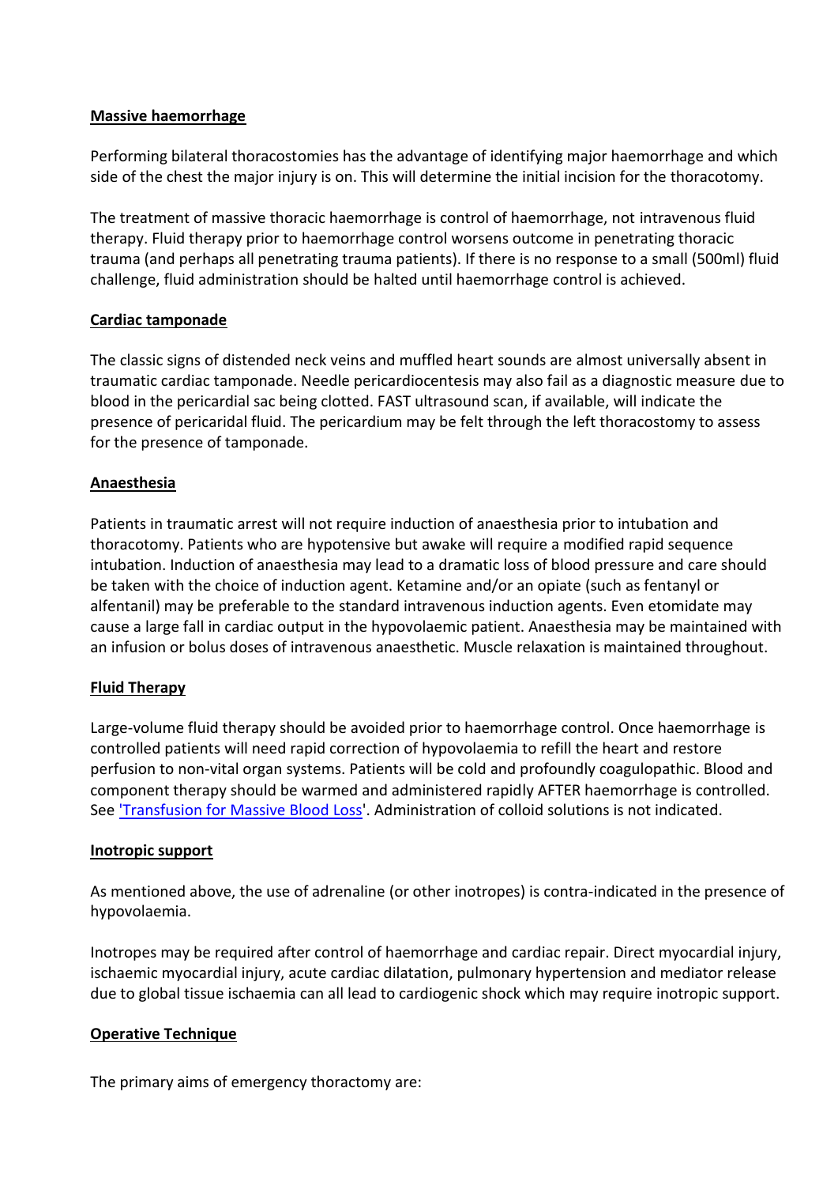**Massive haemorrhage**

Performing bilateral thoracostomies has the advantage of identifying major haemorrhage and which side of the chest the major injury is on. This will determine the initial incision for the thoracotomy.

The treatment of massive thoracic haemorrhage is control of haemorrhage, not intravenous fluid therapy. Fluid therapy prior to haemorrhage control worsens outcome in penetrating thoracic trauma (and perhaps all penetrating trauma patients). If there is no response to a small (500ml) fluid challenge, fluid administration should be halted until haemorrhage control is achieved.

**Cardiac tamponade**

The classic signs of distended neck veins and muffled heart sounds are almost universally absent in traumatic cardiac tamponade. Needle pericardiocentesis may also fail as a diagnostic measure due to blood in the pericardial sac being clotted. FAST ultrasound scan, if available, will indicate the presence of pericaridal fluid. The pericardium may be felt through the left thoracostomy to assess for the presence of tamponade.

**Anaesthesia**

Patients in traumatic arrest will not require induction of anaesthesia prior to intubation and thoracotomy. Patients who are hypotensive but awake will require a modified rapid sequence intubation. Induction of anaesthesia may lead to a dramatic loss of blood pressure and care should be taken with the choice of induction agent. Ketamine and/or an opiate (such as fentanyl or alfentanil) may be preferable to the standard intravenous induction agents. Even etomidate may cause a large fall in cardiac output in the hypovolaemic patient. Anaesthesia may be maintained with an infusion or bolus doses of intravenous anaesthetic. Muscle relaxation is maintained throughout.

**Fluid Therapy**

Large-volume fluid therapy should be avoided prior to haemorrhage control. Once haemorrhage is controlled patients will need rapid correction of hypovolaemia to refill the heart and restore perfusion to non-vital organ systems. Patients will be cold and profoundly coagulopathic. Blood and component therapy should be warmed and administered rapidly AFTER haemorrhage is controlled. See ['Transfusion for Massive Blood Loss']. Administration of colloid solutions is not indicated.

**Inotropic support**

As mentioned above, the use of adrenaline (or other inotropes) is contra-indicated in the presence of hypovolaemia.

Inotropes may be required after control of haemorrhage and cardiac repair. Direct myocardial injury, ischaemic myocardial injury, acute cardiac dilatation, pulmonary hypertension and mediator release due to global tissue ischaemia can all lead to cardiogenic shock which may require inotropic support.

**Operative Technique**

The primary aims of emergency thoractomy are: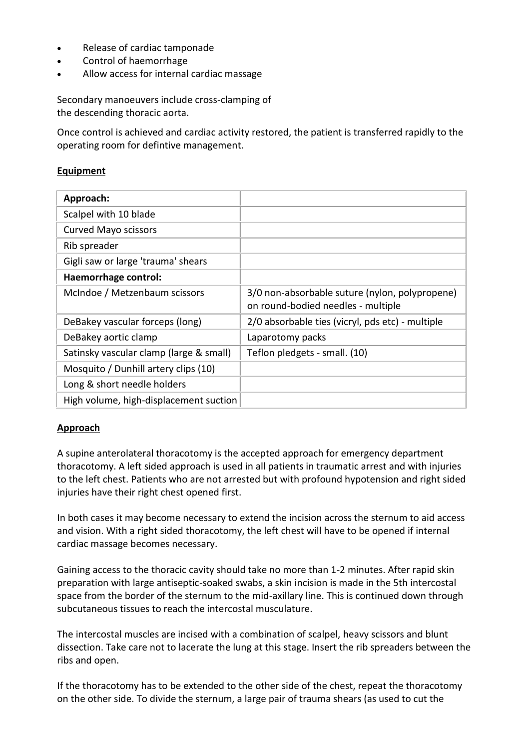- Release of cardiac tamponade
- Control of haemorrhage
- Allow access for internal cardiac massage

Secondary manoeuvers include cross-clamping of the descending thoracic aorta.

Once control is achieved and cardiac activity restored, the patient is transferred rapidly to the operating room for defintive management.

**Equipment**

| **Approach:** | |
|---|---|
| Scalpel with 10 blade | |
| Curved Mayo scissors | |
| Rib spreader | |
| Gigli saw or large 'trauma' shears | |
| **Haemorrhage control:** | |
| McIndoe / Metzenbaum scissors | 3/0 non-absorbable suture (nylon, polypropene) on round-bodied needles - multiple |
| DeBakey vascular forceps (long) | 2/0 absorbable ties (vicryl, pds etc) - multiple |
| DeBakey aortic clamp | Laparotomy packs |
| Satinsky vascular clamp (large & small) | Teflon pledgets - small. (10) |
| Mosquito / Dunhill artery clips (10) | |
| Long & short needle holders | |
| High volume, high-displacement suction | |

**Approach**

A supine anterolateral thoracotomy is the accepted approach for emergency department thoracotomy. A left sided approach is used in all patients in traumatic arrest and with injuries to the left chest. Patients who are not arrested but with profound hypotension and right sided injuries have their right chest opened first.

In both cases it may become necessary to extend the incision across the sternum to aid access and vision. With a right sided thoracotomy, the left chest will have to be opened if internal cardiac massage becomes necessary.

Gaining access to the thoracic cavity should take no more than 1-2 minutes. After rapid skin preparation with large antiseptic-soaked swabs, a skin incision is made in the 5th intercostal space from the border of the sternum to the mid-axillary line. This is continued down through subcutaneous tissues to reach the intercostal musculature.

The intercostal muscles are incised with a combination of scalpel, heavy scissors and blunt dissection. Take care not to lacerate the lung at this stage. Insert the rib spreaders between the ribs and open.

If the thoracotomy has to be extended to the other side of the chest, repeat the thoracotomy on the other side. To divide the sternum, a large pair of trauma shears (as used to cut the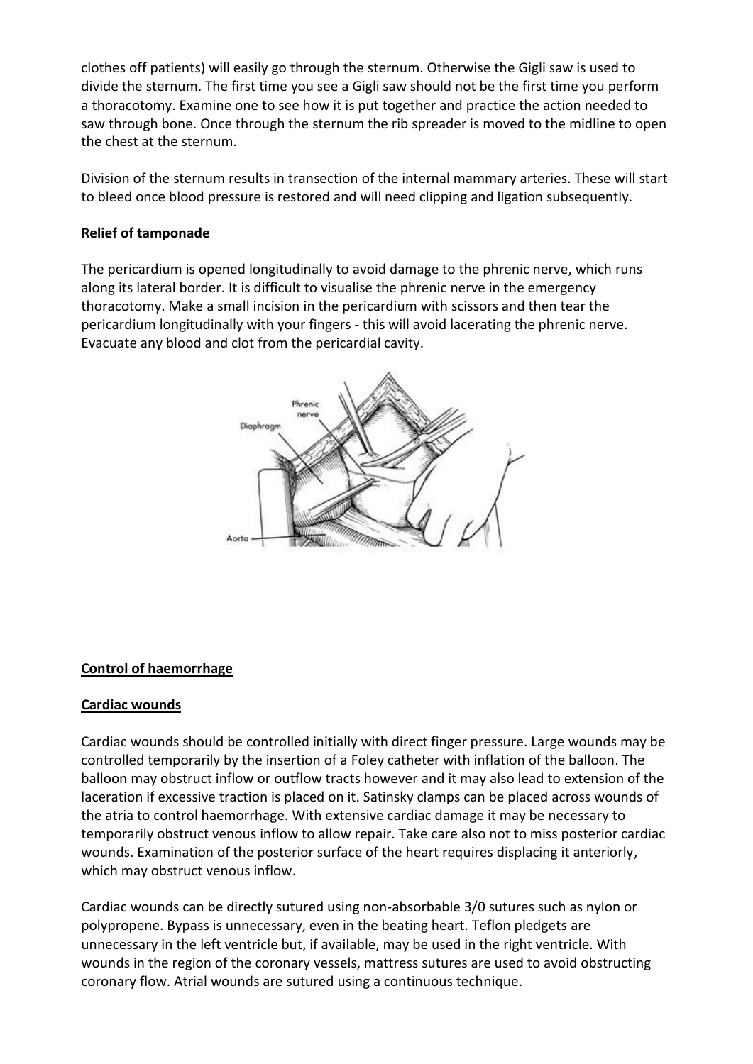clothes off patients) will easily go through the sternum. Otherwise the Gigli saw is used to divide the sternum. The first time you see a Gigli saw should not be the first time you perform a thoracotomy. Examine one to see how it is put together and practice the action needed to saw through bone. Once through the sternum the rib spreader is moved to the midline to open the chest at the sternum.

Division of the sternum results in transection of the internal mammary arteries. These will start to bleed once blood pressure is restored and will need clipping and ligation subsequently.

**Relief of tamponade**

The pericardium is opened longitudinally to avoid damage to the phrenic nerve, which runs along its lateral border. It is difficult to visualise the phrenic nerve in the emergency thoracotomy. Make a small incision in the pericardium with scissors and then tear the pericardium longitudinally with your fingers - this will avoid lacerating the phrenic nerve. Evacuate any blood and clot from the pericardial cavity.

**Control of haemorrhage**

**Cardiac wounds**

Cardiac wounds should be controlled initially with direct finger pressure. Large wounds may be controlled temporarily by the insertion of a Foley catheter with inflation of the balloon. The balloon may obstruct inflow or outflow tracts however and it may also lead to extension of the laceration if excessive traction is placed on it. Satinsky clamps can be placed across wounds of the atria to control haemorrhage. With extensive cardiac damage it may be necessary to temporarily obstruct venous inflow to allow repair. Take care also not to miss posterior cardiac wounds. Examination of the posterior surface of the heart requires displacing it anteriorly, which may obstruct venous inflow.

Cardiac wounds can be directly sutured using non-absorbable 3/0 sutures such as nylon or polypropene. Bypass is unnecessary, even in the beating heart. Teflon pledgets are unnecessary in the left ventricle but, if available, may be used in the right ventricle. With wounds in the region of the coronary vessels, mattress sutures are used to avoid obstructing coronary flow. Atrial wounds are sutured using a continuous technique.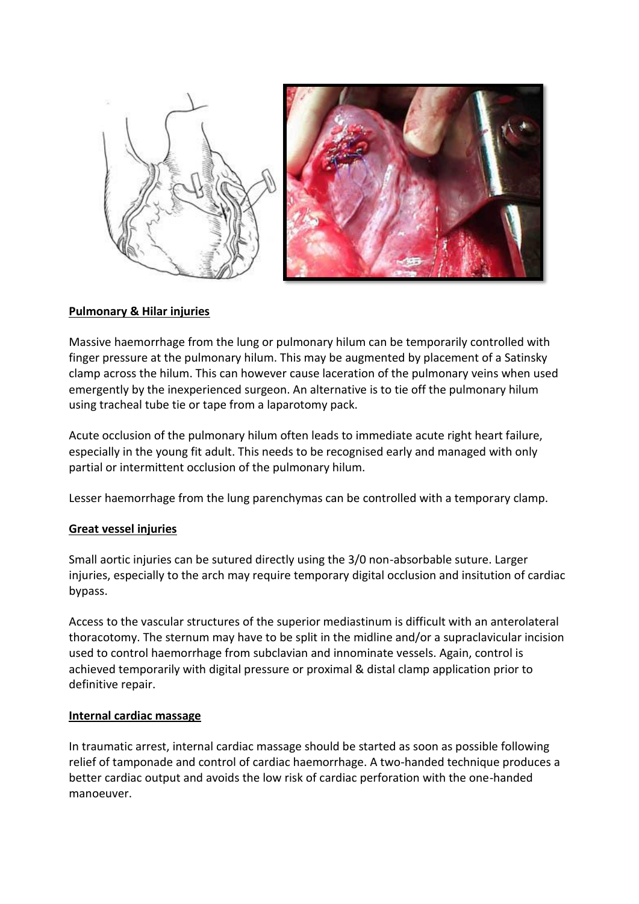**Pulmonary & Hilar injuries**

Massive haemorrhage from the lung or pulmonary hilum can be temporarily controlled with finger pressure at the pulmonary hilum. This may be augmented by placement of a Satinsky clamp across the hilum. This can however cause laceration of the pulmonary veins when used emergently by the inexperienced surgeon. An alternative is to tie off the pulmonary hilum using tracheal tube tie or tape from a laparotomy pack.

Acute occlusion of the pulmonary hilum often leads to immediate acute right heart failure, especially in the young fit adult. This needs to be recognised early and managed with only partial or intermittent occlusion of the pulmonary hilum.

Lesser haemorrhage from the lung parenchymas can be controlled with a temporary clamp.

**Great vessel injuries**

Small aortic injuries can be sutured directly using the 3/0 non-absorbable suture. Larger injuries, especially to the arch may require temporary digital occlusion and insitution of cardiac bypass.

Access to the vascular structures of the superior mediastinum is difficult with an anterolateral thoracotomy. The sternum may have to be split in the midline and/or a supraclavicular incision used to control haemorrhage from subclavian and innominate vessels. Again, control is achieved temporarily with digital pressure or proximal & distal clamp application prior to definitive repair.

**Internal cardiac massage**

In traumatic arrest, internal cardiac massage should be started as soon as possible following relief of tamponade and control of cardiac haemorrhage. A two-handed technique produces a better cardiac output and avoids the low risk of cardiac perforation with the one-handed manoeuver.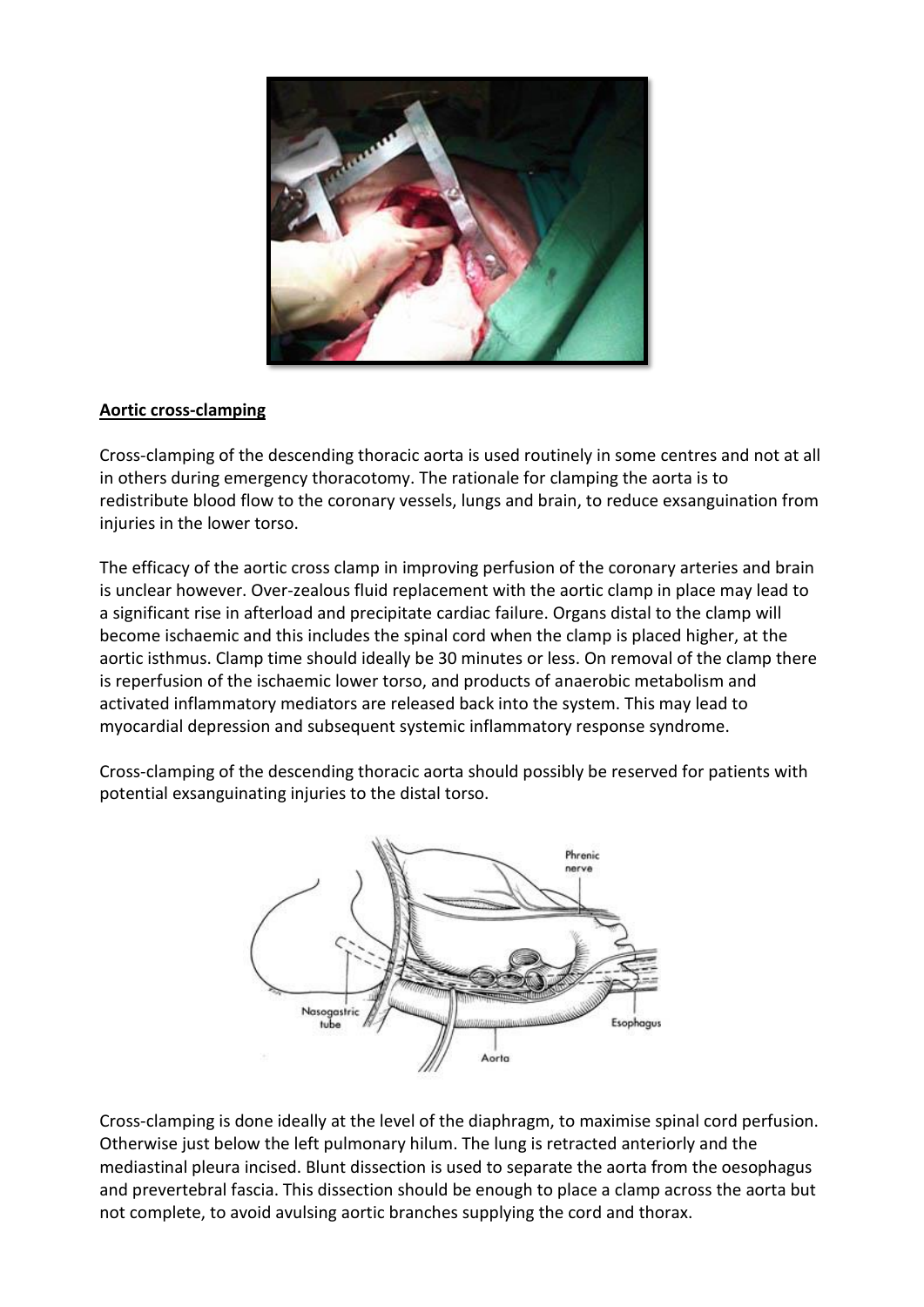**Aortic cross-clamping**

Cross-clamping of the descending thoracic aorta is used routinely in some centres and not at all in others during emergency thoracotomy. The rationale for clamping the aorta is to redistribute blood flow to the coronary vessels, lungs and brain, to reduce exsanguination from injuries in the lower torso.

The efficacy of the aortic cross clamp in improving perfusion of the coronary arteries and brain is unclear however. Over-zealous fluid replacement with the aortic clamp in place may lead to a significant rise in afterload and precipitate cardiac failure. Organs distal to the clamp will become ischaemic and this includes the spinal cord when the clamp is placed higher, at the aortic isthmus. Clamp time should ideally be 30 minutes or less. On removal of the clamp there is reperfusion of the ischaemic lower torso, and products of anaerobic metabolism and activated inflammatory mediators are released back into the system. This may lead to myocardial depression and subsequent systemic inflammatory response syndrome.

Cross-clamping of the descending thoracic aorta should possibly be reserved for patients with potential exsanguinating injuries to the distal torso.

Phrenic nerve

Nasogastric tube

Esophagus

Aorta

Cross-clamping is done ideally at the level of the diaphragm, to maximise spinal cord perfusion. Otherwise just below the left pulmonary hilum. The lung is retracted anteriorly and the mediastinal pleura incised. Blunt dissection is used to separate the aorta from the oesophagus and prevertebral fascia. This dissection should be enough to place a clamp across the aorta but not complete, to avoid avulsing aortic branches supplying the cord and thorax.